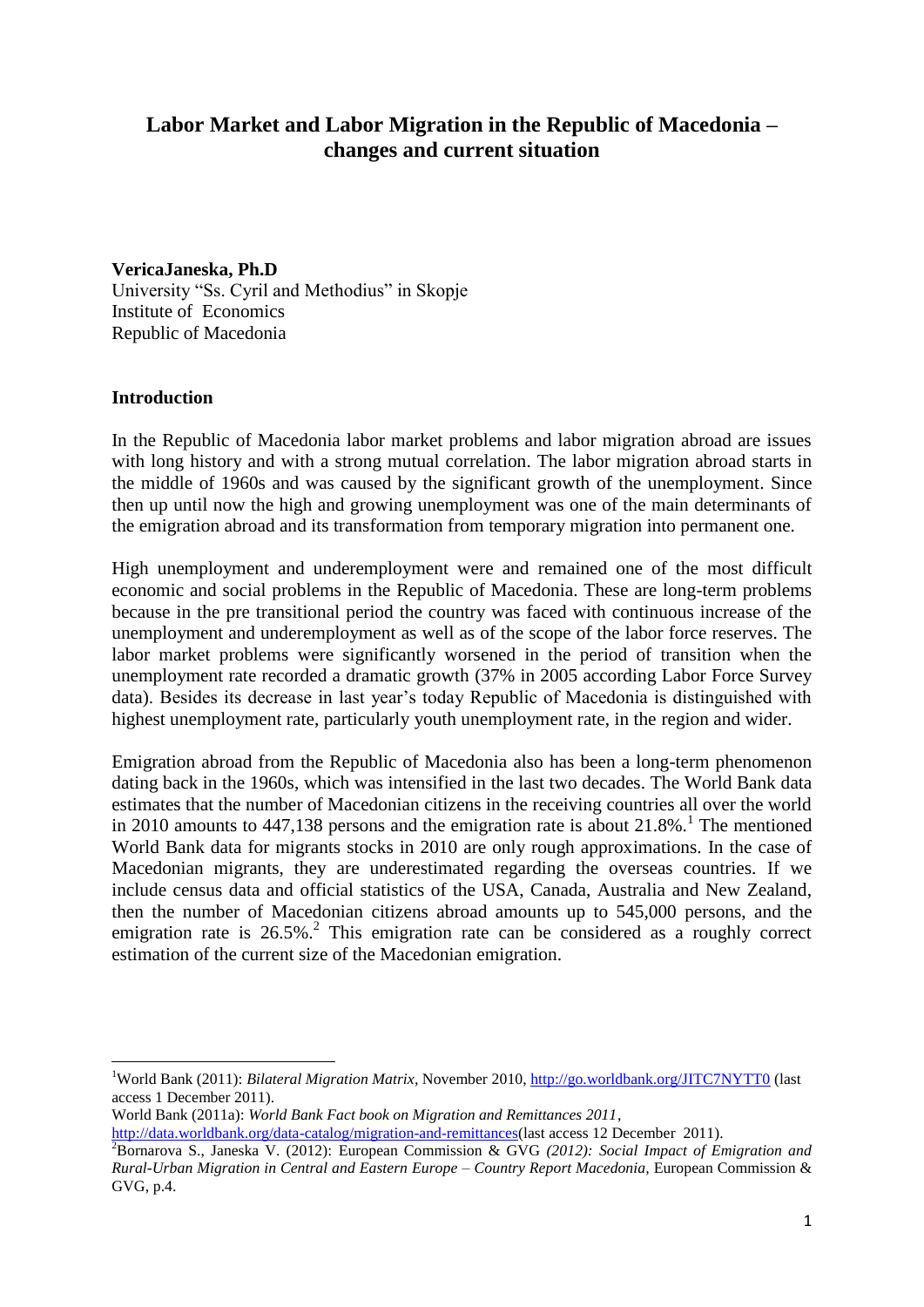# Labor Market and Labor Migration in the Republic of Macedonia – changes and current situation

**VericaJaneska, Ph.D**
University "Ss. Cyril and Methodius" in Skopje
Institute of Economics
Republic of Macedonia

## Introduction

In the Republic of Macedonia labor market problems and labor migration abroad are issues with long history and with a strong mutual correlation. The labor migration abroad starts in the middle of 1960s and was caused by the significant growth of the unemployment. Since then up until now the high and growing unemployment was one of the main determinants of the emigration abroad and its transformation from temporary migration into permanent one.

High unemployment and underemployment were and remained one of the most difficult economic and social problems in the Republic of Macedonia. These are long-term problems because in the pre transitional period the country was faced with continuous increase of the unemployment and underemployment as well as of the scope of the labor force reserves. The labor market problems were significantly worsened in the period of transition when the unemployment rate recorded a dramatic growth (37% in 2005 according Labor Force Survey data). Besides its decrease in last year's today Republic of Macedonia is distinguished with highest unemployment rate, particularly youth unemployment rate, in the region and wider.

Emigration abroad from the Republic of Macedonia also has been a long-term phenomenon dating back in the 1960s, which was intensified in the last two decades. The World Bank data estimates that the number of Macedonian citizens in the receiving countries all over the world in 2010 amounts to 447,138 persons and the emigration rate is about 21.8%.[1] The mentioned World Bank data for migrants stocks in 2010 are only rough approximations. In the case of Macedonian migrants, they are underestimated regarding the overseas countries. If we include census data and official statistics of the USA, Canada, Australia and New Zealand, then the number of Macedonian citizens abroad amounts up to 545,000 persons, and the emigration rate is 26.5%.[2] This emigration rate can be considered as a roughly correct estimation of the current size of the Macedonian emigration.

---

[1] World Bank (2011): *Bilateral Migration Matrix*, November 2010, http://go.worldbank.org/JITC7NYTT0 (last access 1 December 2011).
World Bank (2011a): *World Bank Fact book on Migration and Remittances 2011*, http://data.worldbank.org/data-catalog/migration-and-remittances(last access 12 December 2011).

[2] Bornarova S., Janeska V. (2012): European Commission & GVG *(2012): Social Impact of Emigration and Rural-Urban Migration in Central and Eastern Europe – Country Report Macedonia,* European Commission & GVG, p.4.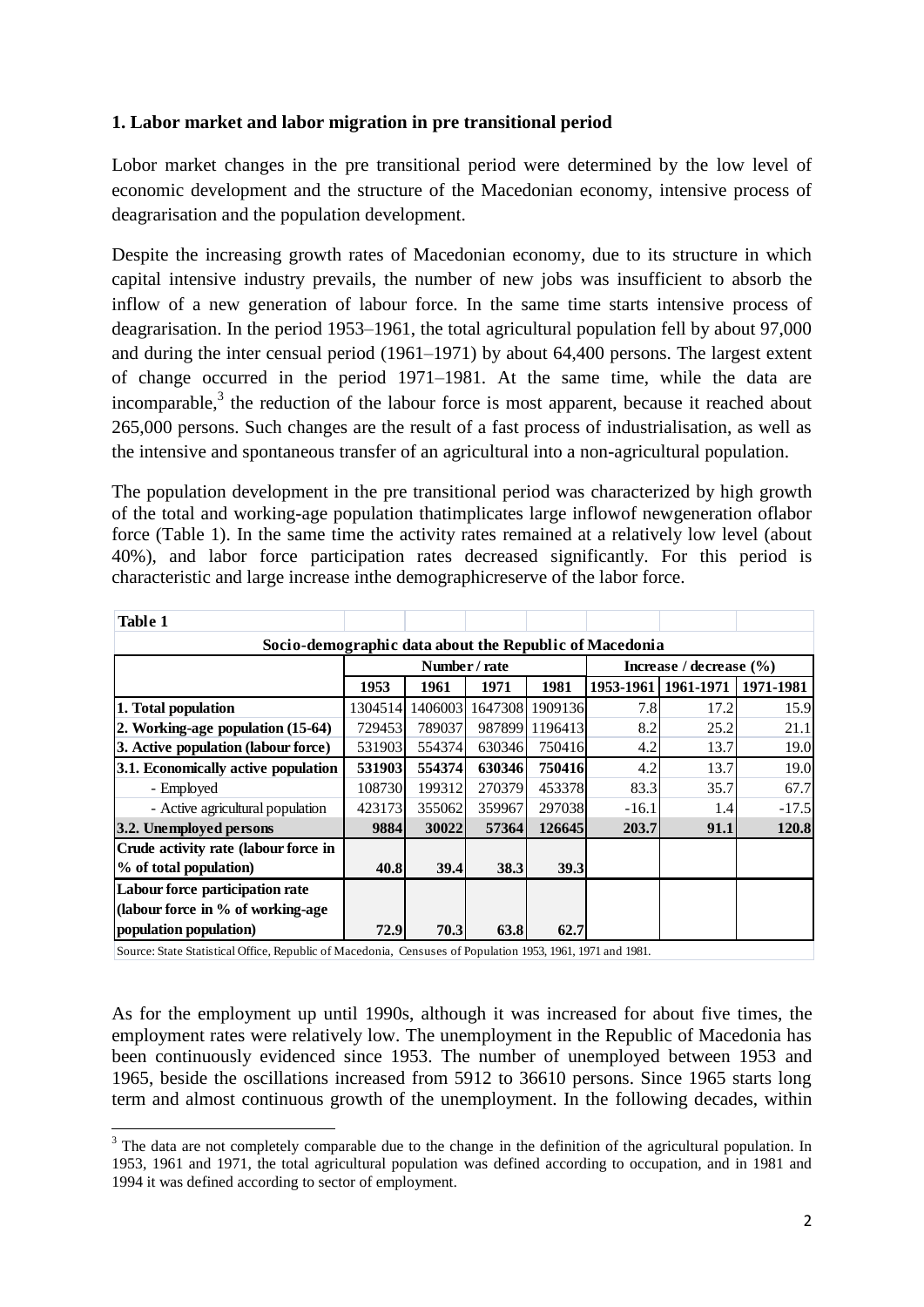### 1. Labor market and labor migration in pre transitional period

Lobor market changes in the pre transitional period were determined by the low level of economic development and the structure of the Macedonian economy, intensive process of deagrarisation and the population development.

Despite the increasing growth rates of Macedonian economy, due to its structure in which capital intensive industry prevails, the number of new jobs was insufficient to absorb the inflow of a new generation of labour force. In the same time starts intensive process of deagrarisation. In the period 1953–1961, the total agricultural population fell by about 97,000 and during the inter censual period (1961–1971) by about 64,400 persons. The largest extent of change occurred in the period 1971–1981. At the same time, while the data are incomparable,[3] the reduction of the labour force is most apparent, because it reached about 265,000 persons. Such changes are the result of a fast process of industrialisation, as well as the intensive and spontaneous transfer of an agricultural into a non-agricultural population.

The population development in the pre transitional period was characterized by high growth of the total and working-age population thatimplicates large inflowof newgeneration oflabor force (Table 1). In the same time the activity rates remained at a relatively low level (about 40%), and labor force participation rates decreased significantly. For this period is characteristic and large increase inthe demographicreserve of the labor force.

**Table 1**

**Socio-demographic data about the Republic of Macedonia**

| | Number / rate | | | | Increase / decrease (%) | | |
|---|---|---|---|---|---|---|---|
| | **1953** | **1961** | **1971** | **1981** | **1953-1961** | **1961-1971** | **1971-1981** |
| **1. Total population** | 1304514 | 1406003 | 1647308 | 1909136 | 7.8 | 17.2 | 15.9 |
| **2. Working-age population (15-64)** | 729453 | 789037 | 987899 | 1196413 | 8.2 | 25.2 | 21.1 |
| **3. Active population (labour force)** | 531903 | 554374 | 630346 | 750416 | 4.2 | 13.7 | 19.0 |
| **3.1. Economically active population** | **531903** | **554374** | **630346** | **750416** | **4.2** | **13.7** | **19.0** |
| - Employed | 108730 | 199312 | 270379 | 453378 | 83.3 | 35.7 | 67.7 |
| - Active agricultural population | 423173 | 355062 | 359967 | 297038 | -16.1 | 1.4 | -17.5 |
| **3.2. Unemployed persons** | **9884** | **30022** | **57364** | **126645** | **203.7** | **91.1** | **120.8** |
| **Crude activity rate (labour force in % of total population)** | **40.8** | **39.4** | **38.3** | **39.3** | | | |
| **Labour force participation rate (labour force in % of working-age population population)** | **72.9** | **70.3** | **63.8** | **62.7** | | | |

Source: State Statistical Office, Republic of Macedonia, Censuses of Population 1953, 1961, 1971 and 1981.

As for the employment up until 1990s, although it was increased for about five times, the employment rates were relatively low. The unemployment in the Republic of Macedonia has been continuously evidenced since 1953. The number of unemployed between 1953 and 1965, beside the oscillations increased from 5912 to 36610 persons. Since 1965 starts long term and almost continuous growth of the unemployment. In the following decades, within

[3] The data are not completely comparable due to the change in the definition of the agricultural population. In 1953, 1961 and 1971, the total agricultural population was defined according to occupation, and in 1981 and 1994 it was defined according to sector of employment.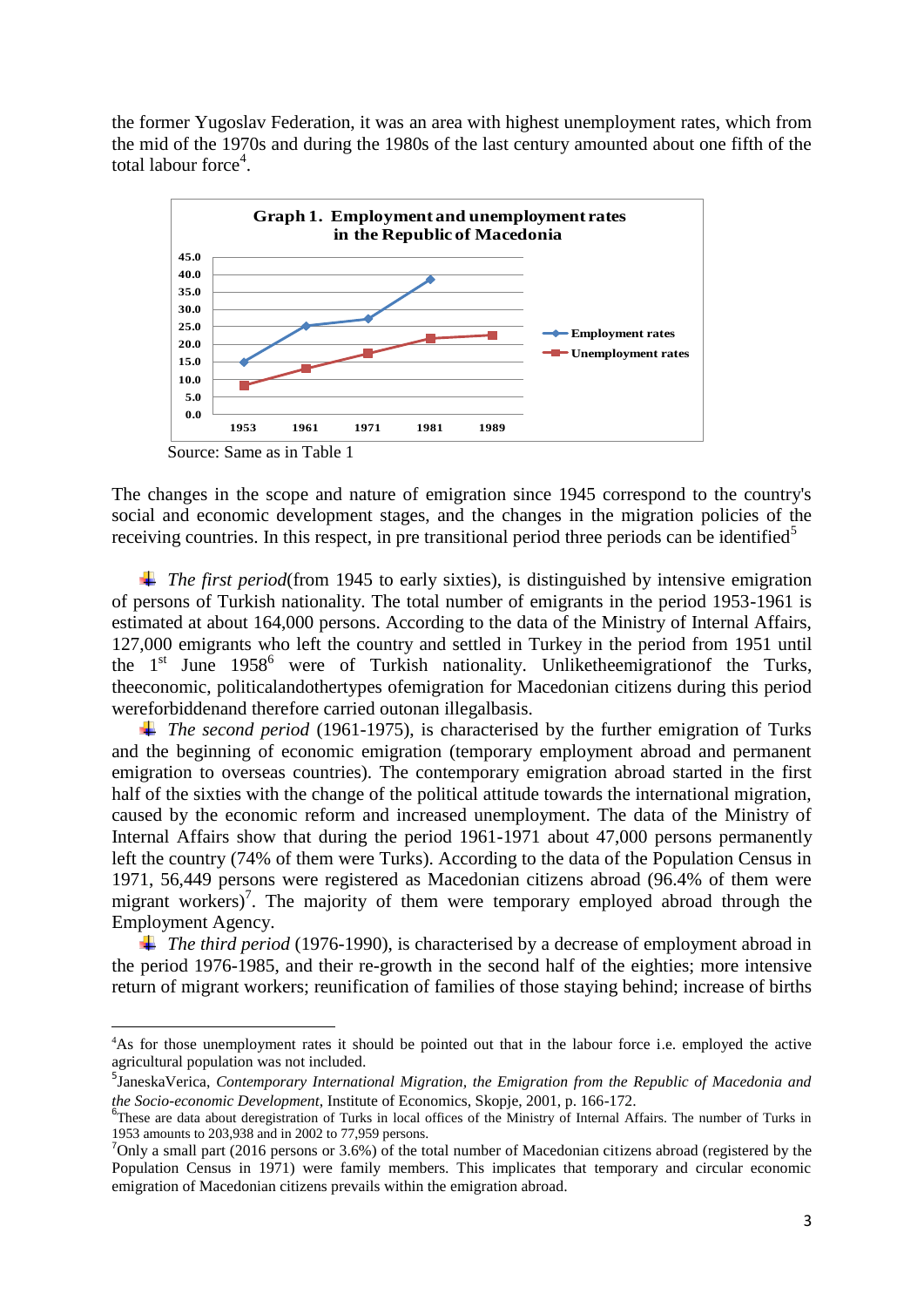the former Yugoslav Federation, it was an area with highest unemployment rates, which from the mid of the 1970s and during the 1980s of the last century amounted about one fifth of the total labour force[4].

**Graph 1. Employment and unemployment rates in the Republic of Macedonia**

Source: Same as in Table 1

The changes in the scope and nature of emigration since 1945 correspond to the country's social and economic development stages, and the changes in the migration policies of the receiving countries. In this respect, in pre transitional period three periods can be identified[5]

- *The first period*(from 1945 to early sixties), is distinguished by intensive emigration of persons of Turkish nationality. The total number of emigrants in the period 1953-1961 is estimated at about 164,000 persons. According to the data of the Ministry of Internal Affairs, 127,000 emigrants who left the country and settled in Turkey in the period from 1951 until the 1st June 1958[6] were of Turkish nationality. Unliketheemigrationof the Turks, theeconomic, politicalandothertypes ofemigration for Macedonian citizens during this period wereforbiddenand therefore carried outonan illegalbasis.
- *The second period* (1961-1975), is characterised by the further emigration of Turks and the beginning of economic emigration (temporary employment abroad and permanent emigration to overseas countries). The contemporary emigration abroad started in the first half of the sixties with the change of the political attitude towards the international migration, caused by the economic reform and increased unemployment. The data of the Ministry of Internal Affairs show that during the period 1961-1971 about 47,000 persons permanently left the country (74% of them were Turks). According to the data of the Population Census in 1971, 56,449 persons were registered as Macedonian citizens abroad (96.4% of them were migrant workers)[7]. The majority of them were temporary employed abroad through the Employment Agency.
- *The third period* (1976-1990), is characterised by a decrease of employment abroad in the period 1976-1985, and their re-growth in the second half of the eighties; more intensive return of migrant workers; reunification of families of those staying behind; increase of births

---

[4]As for those unemployment rates it should be pointed out that in the labour force i.e. employed the active agricultural population was not included.

[5]JaneskaVerica, *Contemporary International Migration, the Emigration from the Republic of Macedonia and the Socio-economic Development*, Institute of Economics, Skopje, 2001, p. 166-172.

[6]These are data about deregistration of Turks in local offices of the Ministry of Internal Affairs. The number of Turks in 1953 amounts to 203,938 and in 2002 to 77,959 persons.

[7]Only a small part (2016 persons or 3.6%) of the total number of Macedonian citizens abroad (registered by the Population Census in 1971) were family members. This implicates that temporary and circular economic emigration of Macedonian citizens prevails within the emigration abroad.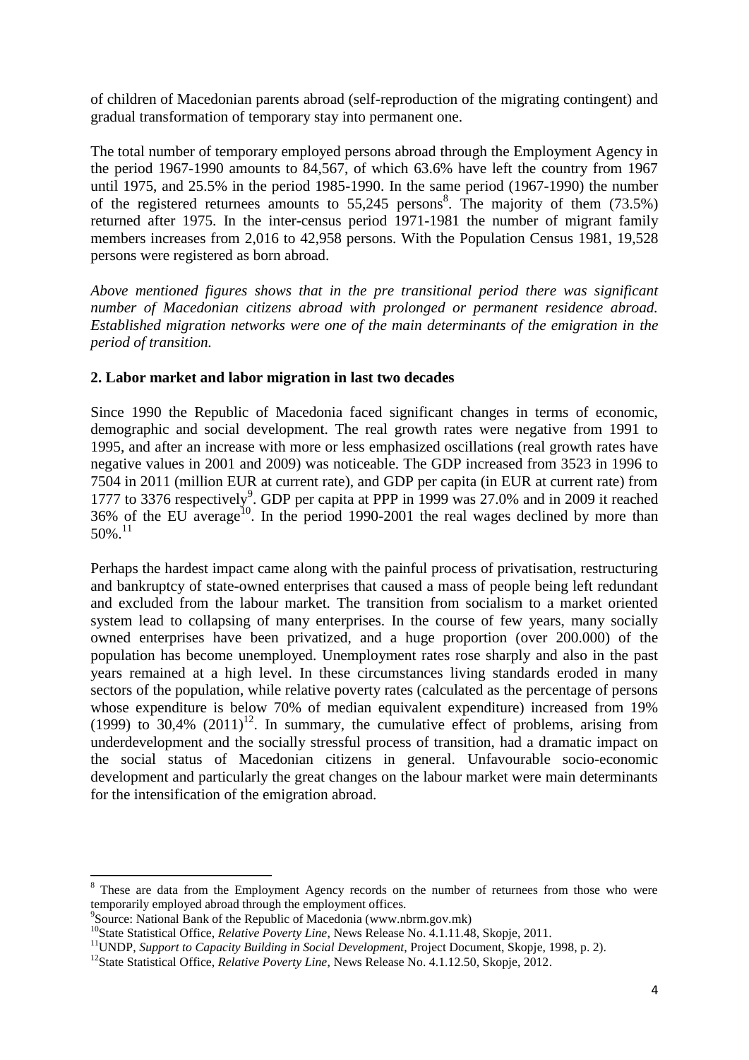of children of Macedonian parents abroad (self-reproduction of the migrating contingent) and gradual transformation of temporary stay into permanent one.

The total number of temporary employed persons abroad through the Employment Agency in the period 1967-1990 amounts to 84,567, of which 63.6% have left the country from 1967 until 1975, and 25.5% in the period 1985-1990. In the same period (1967-1990) the number of the registered returnees amounts to 55,245 persons[8]. The majority of them (73.5%) returned after 1975. In the inter-census period 1971-1981 the number of migrant family members increases from 2,016 to 42,958 persons. With the Population Census 1981, 19,528 persons were registered as born abroad.

*Above mentioned figures shows that in the pre transitional period there was significant number of Macedonian citizens abroad with prolonged or permanent residence abroad. Established migration networks were one of the main determinants of the emigration in the period of transition.*

## 2. Labor market and labor migration in last two decades

Since 1990 the Republic of Macedonia faced significant changes in terms of economic, demographic and social development. The real growth rates were negative from 1991 to 1995, and after an increase with more or less emphasized oscillations (real growth rates have negative values in 2001 and 2009) was noticeable. The GDP increased from 3523 in 1996 to 7504 in 2011 (million EUR at current rate), and GDP per capita (in EUR at current rate) from 1777 to 3376 respectively[9]. GDP per capita at PPP in 1999 was 27.0% and in 2009 it reached 36% of the EU average[10]. In the period 1990-2001 the real wages declined by more than 50%.[11]

Perhaps the hardest impact came along with the painful process of privatisation, restructuring and bankruptcy of state-owned enterprises that caused a mass of people being left redundant and excluded from the labour market. The transition from socialism to a market oriented system lead to collapsing of many enterprises. In the course of few years, many socially owned enterprises have been privatized, and a huge proportion (over 200.000) of the population has become unemployed. Unemployment rates rose sharply and also in the past years remained at a high level. In these circumstances living standards eroded in many sectors of the population, while relative poverty rates (calculated as the percentage of persons whose expenditure is below 70% of median equivalent expenditure) increased from 19% (1999) to 30,4% (2011)[12]. In summary, the cumulative effect of problems, arising from underdevelopment and the socially stressful process of transition, had a dramatic impact on the social status of Macedonian citizens in general. Unfavourable socio-economic development and particularly the great changes on the labour market were main determinants for the intensification of the emigration abroad.

---

[8] These are data from the Employment Agency records on the number of returnees from those who were temporarily employed abroad through the employment offices.

[9] Source: National Bank of the Republic of Macedonia (www.nbrm.gov.mk)

[10] State Statistical Office, *Relative Poverty Line*, News Release No. 4.1.11.48, Skopje, 2011.

[11] UNDP, *Support to Capacity Building in Social Development*, Project Document, Skopje, 1998, p. 2).

[12] State Statistical Office, *Relative Poverty Line*, News Release No. 4.1.12.50, Skopje, 2012.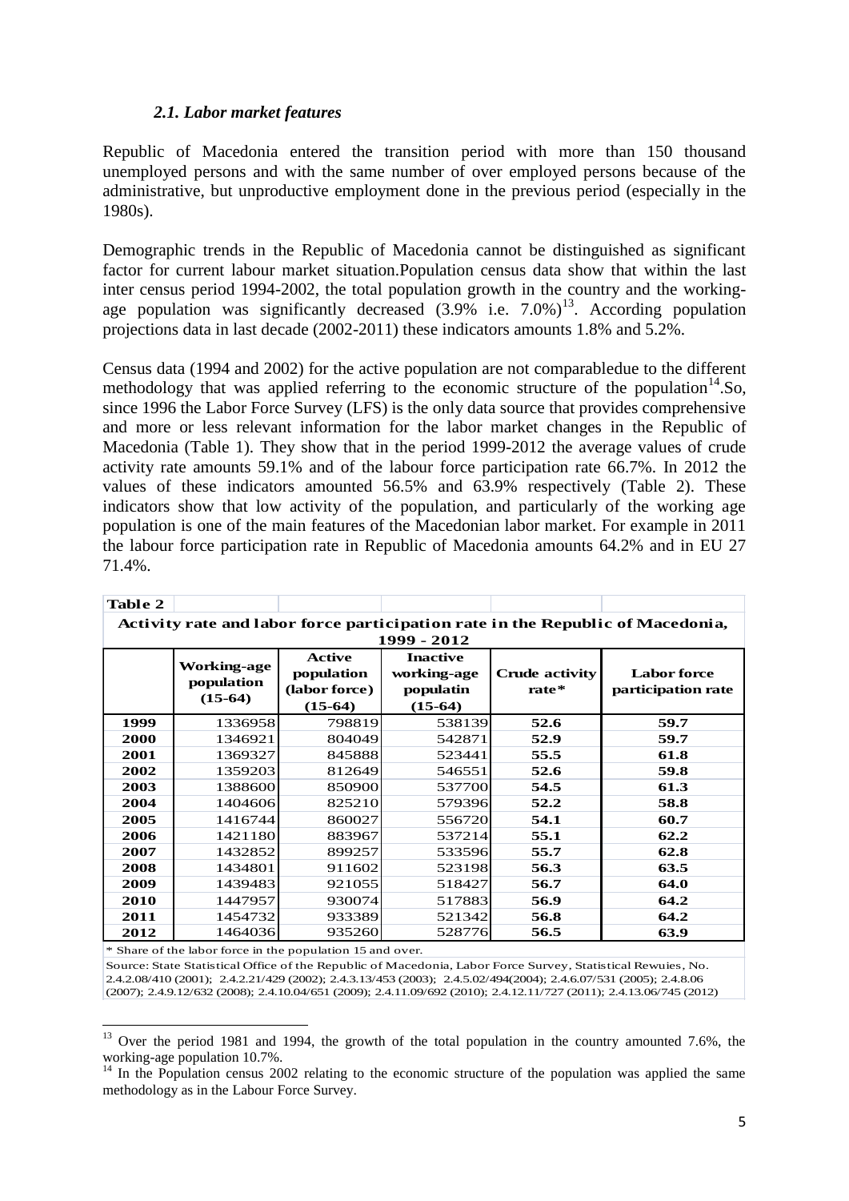### *2.1. Labor market features*

Republic of Macedonia entered the transition period with more than 150 thousand unemployed persons and with the same number of over employed persons because of the administrative, but unproductive employment done in the previous period (especially in the 1980s).

Demographic trends in the Republic of Macedonia cannot be distinguished as significant factor for current labour market situation.Population census data show that within the last inter census period 1994-2002, the total population growth in the country and the working-age population was significantly decreased (3.9% i.e. 7.0%)[13]. According population projections data in last decade (2002-2011) these indicators amounts 1.8% and 5.2%.

Census data (1994 and 2002) for the active population are not comparabledue to the different methodology that was applied referring to the economic structure of the population[14].So, since 1996 the Labor Force Survey (LFS) is the only data source that provides comprehensive and more or less relevant information for the labor market changes in the Republic of Macedonia (Table 1). They show that in the period 1999-2012 the average values of crude activity rate amounts 59.1% and of the labour force participation rate 66.7%. In 2012 the values of these indicators amounted 56.5% and 63.9% respectively (Table 2). These indicators show that low activity of the population, and particularly of the working age population is one of the main features of the Macedonian labor market. For example in 2011 the labour force participation rate in Republic of Macedonia amounts 64.2% and in EU 27 71.4%.

**Table 2**

**Activity rate and labor force participation rate in the Republic of Macedonia, 1999 - 2012**

| | Working-age population (15-64) | Active population (labor force) (15-64) | Inactive working-age populatin (15-64) | Crude activity rate* | Labor force participation rate |
|---|---|---|---|---|---|
| **1999** | 1336958 | 798819 | 538139 | **52.6** | **59.7** |
| **2000** | 1346921 | 804049 | 542871 | **52.9** | **59.7** |
| **2001** | 1369327 | 845888 | 523441 | **55.5** | **61.8** |
| **2002** | 1359203 | 812649 | 546551 | **52.6** | **59.8** |
| **2003** | 1388600 | 850900 | 537700 | **54.5** | **61.3** |
| **2004** | 1404606 | 825210 | 579396 | **52.2** | **58.8** |
| **2005** | 1416744 | 860027 | 556720 | **54.1** | **60.7** |
| **2006** | 1421180 | 883967 | 537214 | **55.1** | **62.2** |
| **2007** | 1432852 | 899257 | 533596 | **55.7** | **62.8** |
| **2008** | 1434801 | 911602 | 523198 | **56.3** | **63.5** |
| **2009** | 1439483 | 921055 | 518427 | **56.7** | **64.0** |
| **2010** | 1447957 | 930074 | 517883 | **56.9** | **64.2** |
| **2011** | 1454732 | 933389 | 521342 | **56.8** | **64.2** |
| **2012** | 1464036 | 935260 | 528776 | **56.5** | **63.9** |

\* Share of the labor force in the population 15 and over.

Source: State Statistical Office of the Republic of Macedonia, Labor Force Survey, Statistical Rewuies, No. 2.4.2.08/410 (2001); 2.4.2.21/429 (2002); 2.4.3.13/453 (2003); 2.4.5.02/494(2004); 2.4.6.07/531 (2005); 2.4.8.06 (2007); 2.4.9.12/632 (2008); 2.4.10.04/651 (2009); 2.4.11.09/692 (2010); 2.4.12.11/727 (2011); 2.4.13.06/745 (2012)

---

[13] Over the period 1981 and 1994, the growth of the total population in the country amounted 7.6%, the working-age population 10.7%.

[14] In the Population census 2002 relating to the economic structure of the population was applied the same methodology as in the Labour Force Survey.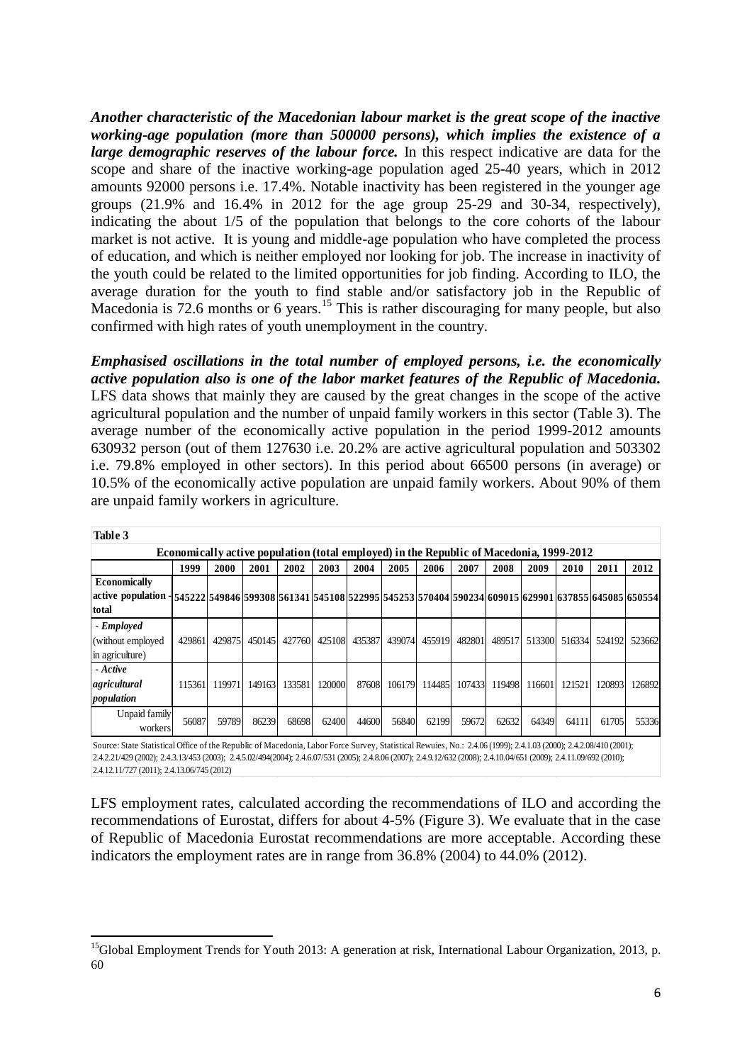***Another characteristic of the Macedonian labour market is the great scope of the inactive working-age population (more than 500000 persons), which implies the existence of a large demographic reserves of the labour force.*** In this respect indicative are data for the scope and share of the inactive working-age population aged 25-40 years, which in 2012 amounts 92000 persons i.e. 17.4%. Notable inactivity has been registered in the younger age groups (21.9% and 16.4% in 2012 for the age group 25-29 and 30-34, respectively), indicating the about 1/5 of the population that belongs to the core cohorts of the labour market is not active. It is young and middle-age population who have completed the process of education, and which is neither employed nor looking for job. The increase in inactivity of the youth could be related to the limited opportunities for job finding. According to ILO, the average duration for the youth to find stable and/or satisfactory job in the Republic of Macedonia is 72.6 months or 6 years.[15] This is rather discouraging for many people, but also confirmed with high rates of youth unemployment in the country.

***Emphasised oscillations in the total number of employed persons, i.e. the economically active population also is one of the labor market features of the Republic of Macedonia.*** LFS data shows that mainly they are caused by the great changes in the scope of the active agricultural population and the number of unpaid family workers in this sector (Table 3). The average number of the economically active population in the period 1999-2012 amounts 630932 person (out of them 127630 i.e. 20.2% are active agricultural population and 503302 i.e. 79.8% employed in other sectors). In this period about 66500 persons (in average) or 10.5% of the economically active population are unpaid family workers. About 90% of them are unpaid family workers in agriculture.

**Table 3**

**Economically active population (total employed) in the Republic of Macedonia, 1999-2012**

| | 1999 | 2000 | 2001 | 2002 | 2003 | 2004 | 2005 | 2006 | 2007 | 2008 | 2009 | 2010 | 2011 | 2012 |
|---|---|---|---|---|---|---|---|---|---|---|---|---|---|---|
| **Economically active population - total** | **545222** | **549846** | **599308** | **561341** | **545108** | **522995** | **545253** | **570404** | **590234** | **609015** | **629901** | **637855** | **645085** | **650554** |
| ***- Employed*** (without employed in agriculture) | 429861 | 429875 | 450145 | 427760 | 425108 | 435387 | 439074 | 455919 | 482801 | 489517 | 513300 | 516334 | 524192 | 523662 |
| ***- Active agricultural population*** | 115361 | 119971 | 149163 | 133581 | 120000 | 87608 | 106179 | 114485 | 107433 | 119498 | 116601 | 121521 | 120893 | 126892 |
| Unpaid family workers | 56087 | 59789 | 86239 | 68698 | 62400 | 44600 | 56840 | 62199 | 59672 | 62632 | 64349 | 64111 | 61705 | 55336 |

Source: State Statistical Office of the Republic of Macedonia, Labor Force Survey, Statistical Rewuies, No.: 2.4.06 (1999); 2.4.1.03 (2000); 2.4.2.08/410 (2001); 2.4.2.21/429 (2002); 2.4.3.13/453 (2003); 2.4.5.02/494(2004); 2.4.6.07/531 (2005); 2.4.8.06 (2007); 2.4.9.12/632 (2008); 2.4.10.04/651 (2009); 2.4.11.09/692 (2010); 2.4.12.11/727 (2011); 2.4.13.06/745 (2012)

LFS employment rates, calculated according the recommendations of ILO and according the recommendations of Eurostat, differs for about 4-5% (Figure 3). We evaluate that in the case of Republic of Macedonia Eurostat recommendations are more acceptable. According these indicators the employment rates are in range from 36.8% (2004) to 44.0% (2012).

[15] Global Employment Trends for Youth 2013: A generation at risk, International Labour Organization, 2013, p. 60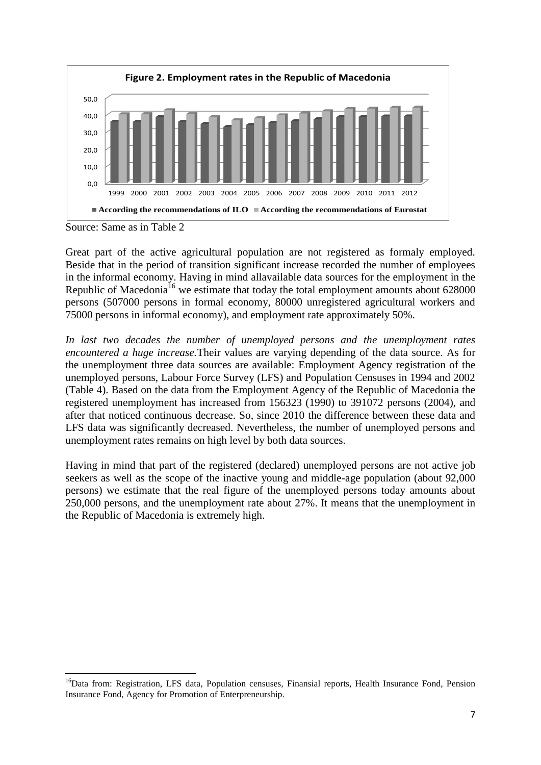**Figure 2. Employment rates in the Republic of Macedonia**

Source: Same as in Table 2

Great part of the active agricultural population are not registered as formaly employed. Beside that in the period of transition significant increase recorded the number of employees in the informal economy. Having in mind allavailable data sources for the employment in the Republic of Macedonia[16] we estimate that today the total employment amounts about 628000 persons (507000 persons in formal economy, 80000 unregistered agricultural workers and 75000 persons in informal economy), and employment rate approximately 50%.

*In last two decades the number of unemployed persons and the unemployment rates encountered a huge increase.*Their values are varying depending of the data source. As for the unemployment three data sources are available: Employment Agency registration of the unemployed persons, Labour Force Survey (LFS) and Population Censuses in 1994 and 2002 (Table 4). Based on the data from the Employment Agency of the Republic of Macedonia the registered unemployment has increased from 156323 (1990) to 391072 persons (2004), and after that noticed continuous decrease. So, since 2010 the difference between these data and LFS data was significantly decreased. Nevertheless, the number of unemployed persons and unemployment rates remains on high level by both data sources.

Having in mind that part of the registered (declared) unemployed persons are not active job seekers as well as the scope of the inactive young and middle-age population (about 92,000 persons) we estimate that the real figure of the unemployed persons today amounts about 250,000 persons, and the unemployment rate about 27%. It means that the unemployment in the Republic of Macedonia is extremely high.

[16]Data from: Registration, LFS data, Population censuses, Finansial reports, Health Insurance Fond, Pension Insurance Fond, Agency for Promotion of Enterpreneurship.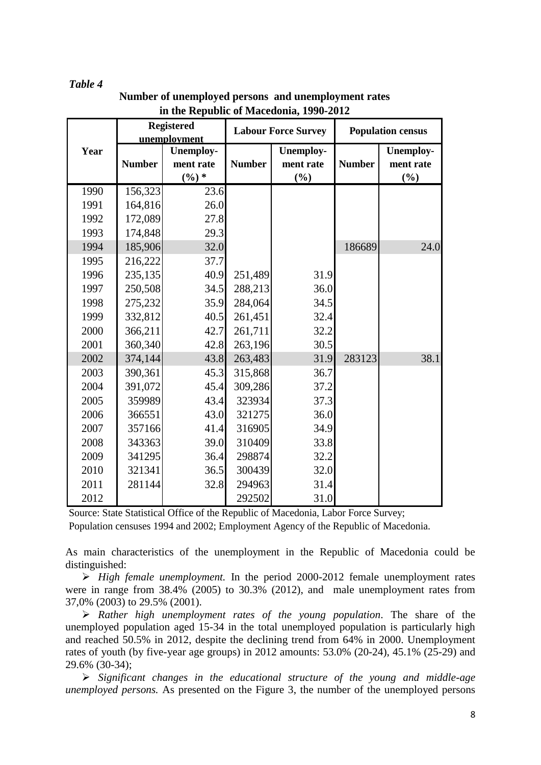*Table 4*

**Number of unemployed persons and unemployment rates in the Republic of Macedonia, 1990-2012**

| Year | Registered unemployment | | Labour Force Survey | | Population census | |
|---|---|---|---|---|---|---|
| | Number | Unemploy-ment rate (%) * | Number | Unemploy-ment rate (%) | Number | Unemploy-ment rate (%) |
| 1990 | 156,323 | 23.6 | | | | |
| 1991 | 164,816 | 26.0 | | | | |
| 1992 | 172,089 | 27.8 | | | | |
| 1993 | 174,848 | 29.3 | | | | |
| 1994 | 185,906 | 32.0 | | | 186689 | 24.0 |
| 1995 | 216,222 | 37.7 | | | | |
| 1996 | 235,135 | 40.9 | 251,489 | 31.9 | | |
| 1997 | 250,508 | 34.5 | 288,213 | 36.0 | | |
| 1998 | 275,232 | 35.9 | 284,064 | 34.5 | | |
| 1999 | 332,812 | 40.5 | 261,451 | 32.4 | | |
| 2000 | 366,211 | 42.7 | 261,711 | 32.2 | | |
| 2001 | 360,340 | 42.8 | 263,196 | 30.5 | | |
| 2002 | 374,144 | 43.8 | 263,483 | 31.9 | 283123 | 38.1 |
| 2003 | 390,361 | 45.3 | 315,868 | 36.7 | | |
| 2004 | 391,072 | 45.4 | 309,286 | 37.2 | | |
| 2005 | 359989 | 43.4 | 323934 | 37.3 | | |
| 2006 | 366551 | 43.0 | 321275 | 36.0 | | |
| 2007 | 357166 | 41.4 | 316905 | 34.9 | | |
| 2008 | 343363 | 39.0 | 310409 | 33.8 | | |
| 2009 | 341295 | 36.4 | 298874 | 32.2 | | |
| 2010 | 321341 | 36.5 | 300439 | 32.0 | | |
| 2011 | 281144 | 32.8 | 294963 | 31.4 | | |
| 2012 | | | 292502 | 31.0 | | |

Source: State Statistical Office of the Republic of Macedonia, Labor Force Survey; Population censuses 1994 and 2002; Employment Agency of the Republic of Macedonia.

As main characteristics of the unemployment in the Republic of Macedonia could be distinguished:

- *High female unemployment.* In the period 2000-2012 female unemployment rates were in range from 38.4% (2005) to 30.3% (2012), and male unemployment rates from 37,0% (2003) to 29.5% (2001).
- *Rather high unemployment rates of the young population*. The share of the unemployed population aged 15-34 in the total unemployed population is particularly high and reached 50.5% in 2012, despite the declining trend from 64% in 2000. Unemployment rates of youth (by five-year age groups) in 2012 amounts: 53.0% (20-24), 45.1% (25-29) and 29.6% (30-34);
- *Significant changes in the educational structure of the young and middle-age unemployed persons.* As presented on the Figure 3, the number of the unemployed persons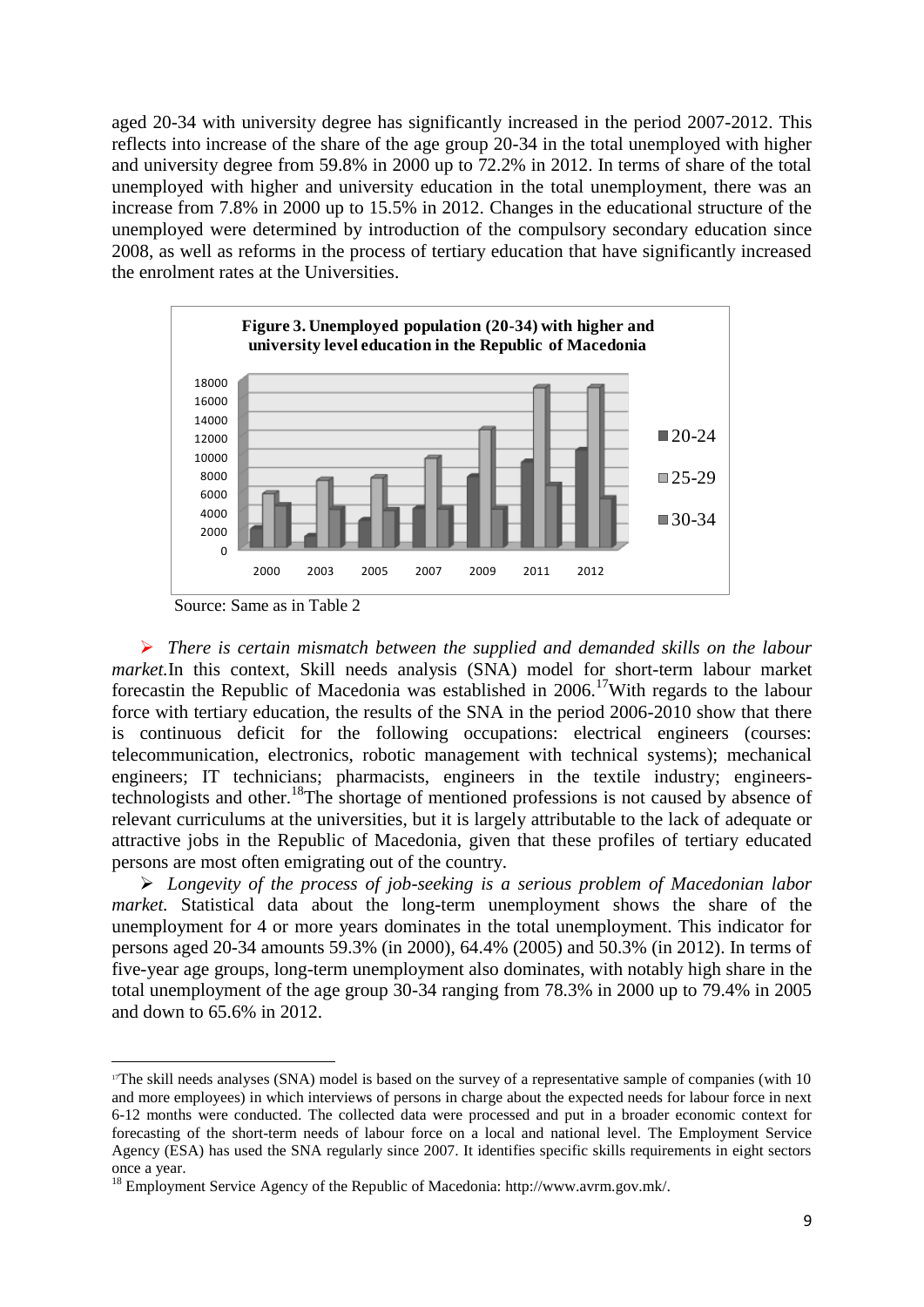aged 20-34 with university degree has significantly increased in the period 2007-2012. This reflects into increase of the share of the age group 20-34 in the total unemployed with higher and university degree from 59.8% in 2000 up to 72.2% in 2012. In terms of share of the total unemployed with higher and university education in the total unemployment, there was an increase from 7.8% in 2000 up to 15.5% in 2012. Changes in the educational structure of the unemployed were determined by introduction of the compulsory secondary education since 2008, as well as reforms in the process of tertiary education that have significantly increased the enrolment rates at the Universities.

**Figure 3. Unemployed population (20-34) with higher and university level education in the Republic of Macedonia**

Source: Same as in Table 2

- *There is certain mismatch between the supplied and demanded skills on the labour market.* In this context, Skill needs analysis (SNA) model for short-term labour market forecastin the Republic of Macedonia was established in 2006.[17] With regards to the labour force with tertiary education, the results of the SNA in the period 2006-2010 show that there is continuous deficit for the following occupations: electrical engineers (courses: telecommunication, electronics, robotic management with technical systems); mechanical engineers; IT technicians; pharmacists, engineers in the textile industry; engineers-technologists and other.[18] The shortage of mentioned professions is not caused by absence of relevant curriculums at the universities, but it is largely attributable to the lack of adequate or attractive jobs in the Republic of Macedonia, given that these profiles of tertiary educated persons are most often emigrating out of the country.
- *Longevity of the process of job-seeking is a serious problem of Macedonian labor market.* Statistical data about the long-term unemployment shows the share of the unemployment for 4 or more years dominates in the total unemployment. This indicator for persons aged 20-34 amounts 59.3% (in 2000), 64.4% (2005) and 50.3% (in 2012). In terms of five-year age groups, long-term unemployment also dominates, with notably high share in the total unemployment of the age group 30-34 ranging from 78.3% in 2000 up to 79.4% in 2005 and down to 65.6% in 2012.

---

[17] The skill needs analyses (SNA) model is based on the survey of a representative sample of companies (with 10 and more employees) in which interviews of persons in charge about the expected needs for labour force in next 6-12 months were conducted. The collected data were processed and put in a broader economic context for forecasting of the short-term needs of labour force on a local and national level. The Employment Service Agency (ESA) has used the SNA regularly since 2007. It identifies specific skills requirements in eight sectors once a year.

[18] Employment Service Agency of the Republic of Macedonia: http://www.avrm.gov.mk/.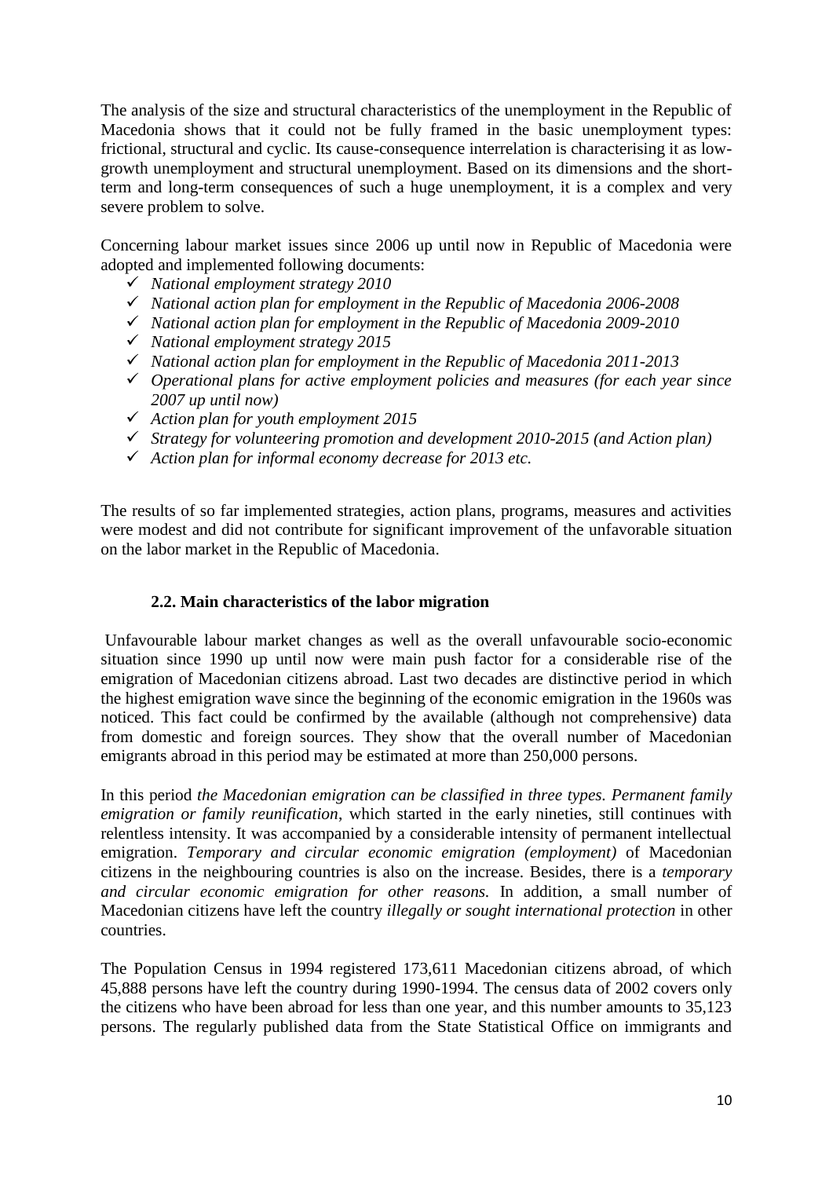The analysis of the size and structural characteristics of the unemployment in the Republic of Macedonia shows that it could not be fully framed in the basic unemployment types: frictional, structural and cyclic. Its cause-consequence interrelation is characterising it as low-growth unemployment and structural unemployment. Based on its dimensions and the short-term and long-term consequences of such a huge unemployment, it is a complex and very severe problem to solve.

Concerning labour market issues since 2006 up until now in Republic of Macedonia were adopted and implemented following documents:

- ✓ *National employment strategy 2010*
- ✓ *National action plan for employment in the Republic of Macedonia 2006-2008*
- ✓ *National action plan for employment in the Republic of Macedonia 2009-2010*
- ✓ *National employment strategy 2015*
- ✓ *National action plan for employment in the Republic of Macedonia 2011-2013*
- ✓ *Operational plans for active employment policies and measures (for each year since 2007 up until now)*
- ✓ *Action plan for youth employment 2015*
- ✓ *Strategy for volunteering promotion and development 2010-2015 (and Action plan)*
- ✓ *Action plan for informal economy decrease for 2013 etc.*

The results of so far implemented strategies, action plans, programs, measures and activities were modest and did not contribute for significant improvement of the unfavorable situation on the labor market in the Republic of Macedonia.

### 2.2. Main characteristics of the labor migration

Unfavourable labour market changes as well as the overall unfavourable socio-economic situation since 1990 up until now were main push factor for a considerable rise of the emigration of Macedonian citizens abroad. Last two decades are distinctive period in which the highest emigration wave since the beginning of the economic emigration in the 1960s was noticed. This fact could be confirmed by the available (although not comprehensive) data from domestic and foreign sources. They show that the overall number of Macedonian emigrants abroad in this period may be estimated at more than 250,000 persons.

In this period *the Macedonian emigration can be classified in three types. Permanent family emigration or family reunification*, which started in the early nineties, still continues with relentless intensity. It was accompanied by a considerable intensity of permanent intellectual emigration. *Temporary and circular economic emigration (employment)* of Macedonian citizens in the neighbouring countries is also on the increase. Besides, there is a *temporary and circular economic emigration for other reasons.* In addition, a small number of Macedonian citizens have left the country *illegally or sought international protection* in other countries.

The Population Census in 1994 registered 173,611 Macedonian citizens abroad, of which 45,888 persons have left the country during 1990-1994. The census data of 2002 covers only the citizens who have been abroad for less than one year, and this number amounts to 35,123 persons. The regularly published data from the State Statistical Office on immigrants and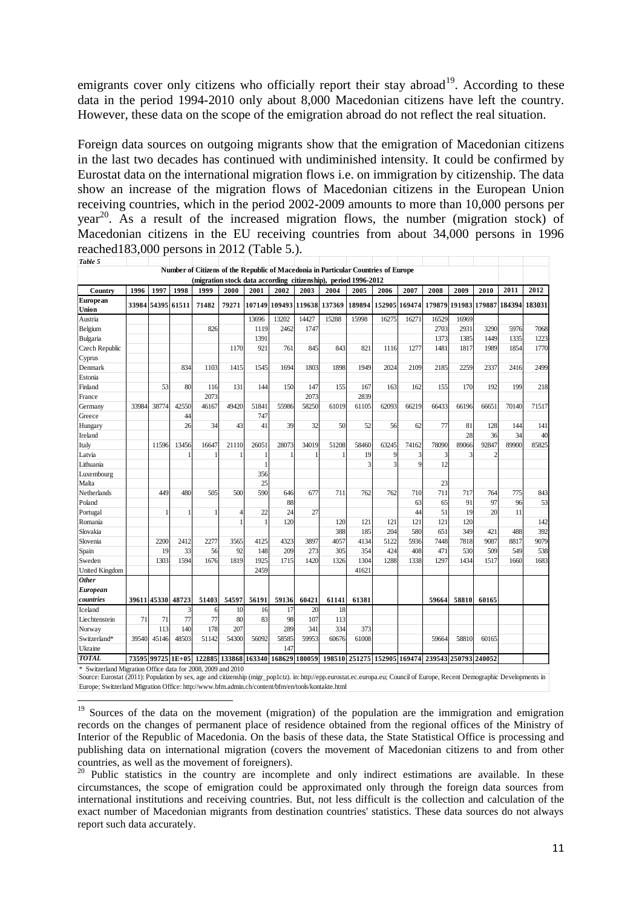emigrants cover only citizens who officially report their stay abroad[19]. According to these data in the period 1994-2010 only about 8,000 Macedonian citizens have left the country. However, these data on the scope of the emigration abroad do not reflect the real situation.

Foreign data sources on outgoing migrants show that the emigration of Macedonian citizens in the last two decades has continued with undiminished intensity. It could be confirmed by Eurostat data on the international migration flows i.e. on immigration by citizenship. The data show an increase of the migration flows of Macedonian citizens in the European Union receiving countries, which in the period 2002-2009 amounts to more than 10,000 persons per year[20]. As a result of the increased migration flows, the number (migration stock) of Macedonian citizens in the EU receiving countries from about 34,000 persons in 1996 reached183,000 persons in 2012 (Table 5.).

*Table 5*

**Number of Citizens of the Republic of Macedonia in Particular Countries of Europe (migration stock data according citizenship), period 1996-2012**

| Country | 1996 | 1997 | 1998 | 1999 | 2000 | 2001 | 2002 | 2003 | 2004 | 2005 | 2006 | 2007 | 2008 | 2009 | 2010 | 2011 | 2012 |
|---|---|---|---|---|---|---|---|---|---|---|---|---|---|---|---|---|---|
| **European Union** | 33984 | 54395 | 61511 | 71482 | 79271 | 107149 | 109493 | 119638 | 137369 | 189894 | 152905 | 169474 | 179879 | 191983 | 179887 | 184394 | 183031 |
| Austria | | | | | | 13696 | 13202 | 14427 | 15288 | 15998 | 16275 | 16271 | 16529 | 16969 | | | |
| Belgium | | | | 826 | | 1119 | 2462 | 1747 | | | | | 2703 | 2931 | 3290 | 5976 | 7068 |
| Bulgaria | | | | | | 1391 | | | | | | | 1373 | 1385 | 1449 | 1335 | 1223 |
| Czech Republic | | | | | 1170 | 921 | 761 | 845 | 843 | 821 | 1116 | 1277 | 1481 | 1817 | 1989 | 1854 | 1770 |
| Cyprus | | | | | | | | | | | | | | | | | |
| Denmark | | | 834 | 1103 | 1415 | 1545 | 1694 | 1803 | 1898 | 1949 | 2024 | 2109 | 2185 | 2259 | 2337 | 2416 | 2499 |
| Estonia | | | | | | | | | | | | | | | | | |
| Finland | | 53 | 80 | 116 | 131 | 144 | 150 | 147 | 155 | 167 | 163 | 162 | 155 | 170 | 192 | 199 | 218 |
| France | | | | 2073 | | | | 2073 | | 2839 | | | | | | | |
| Germany | 33984 | 38774 | 42550 | 46167 | 49420 | 51841 | 55986 | 58250 | 61019 | 61105 | 62093 | 66219 | 66433 | 66196 | 66651 | 70140 | 71517 |
| Greece | | | 44 | | | 747 | | | | | | | | | | | |
| Hungary | | | 26 | 34 | 43 | 41 | 39 | 32 | 50 | 52 | 56 | 62 | 77 | 81 | 128 | 144 | 141 |
| Ireland | | | | | | | | | | | | | | 28 | 36 | 34 | 40 |
| Italy | | 11596 | 13456 | 16647 | 21110 | 26051 | 28073 | 34019 | 51208 | 58460 | 63245 | 74162 | 78090 | 89066 | 92847 | 89900 | 85825 |
| Latvia | | | 1 | 1 | 1 | 1 | 1 | 1 | 1 | 19 | 9 | 3 | 3 | 3 | 2 | | |
| Lithuania | | | | | | 1 | | | | 3 | 3 | 9 | 12 | | | | |
| Luxembourg | | | | | | 356 | | | | | | | | | | | |
| Malta | | | | | | 25 | | | | | | | 23 | | | | |
| Netherlands | | 449 | 480 | 505 | 500 | 590 | 646 | 677 | 711 | 762 | 762 | 710 | 711 | 717 | 764 | 775 | 843 |
| Poland | | | | | | | 88 | | | | | 63 | 65 | 91 | 97 | 96 | 53 |
| Portugal | | 1 | 1 | 1 | 4 | 22 | 24 | 27 | | | | 44 | 51 | 19 | 20 | 11 | |
| Romania | | | | | 1 | 1 | 120 | | 120 | 121 | 121 | 121 | 121 | 120 | | | 142 |
| Slovakia | | | | | | | | | 388 | 185 | 204 | 580 | 651 | 349 | 421 | 488 | 392 |
| Slovenia | | 2200 | 2412 | 2277 | 3565 | 4125 | 4323 | 3897 | 4057 | 4134 | 5122 | 5936 | 7448 | 7818 | 9087 | 8817 | 9079 |
| Spain | | 19 | 33 | 56 | 92 | 148 | 209 | 273 | 305 | 354 | 424 | 408 | 471 | 530 | 509 | 549 | 538 |
| Sweden | | 1303 | 1594 | 1676 | 1819 | 1925 | 1715 | 1420 | 1326 | 1304 | 1288 | 1338 | 1297 | 1434 | 1517 | 1660 | 1683 |
| United Kingdom | | | | | | 2459 | | | | 41621 | | | | | | | |
| ***Other European countries*** | 39611 | 45330 | 48723 | 51403 | 54597 | 56191 | 59136 | 60421 | 61141 | 61381 | | | 59664 | 58810 | 60165 | | |
| Iceland | | | 3 | 6 | 10 | 16 | 17 | 20 | 18 | | | | | | | | |
| Liechtenstein | 71 | 71 | 77 | 77 | 80 | 83 | 98 | 107 | 113 | | | | | | | | |
| Norway | | 113 | 140 | 178 | 207 | | 289 | 341 | 334 | 373 | | | | | | | |
| Switzerland* | 39540 | 45146 | 48503 | 51142 | 54300 | 56092 | 58585 | 59953 | 60676 | 61008 | | | 59664 | 58810 | 60165 | | |
| Ukraine | | | | | | | 147 | | | | | | | | | | |
| ***TOTAL*** | 73595 | 99725 | 1E+05 | 122885 | 133868 | 163340 | 168629 | 180059 | 198510 | 251275 | 152905 | 169474 | 239543 | 250793 | 240052 | | |

\* Switzerland Migration Office data for 2008, 2009 and 2010

Source: Eurostat (2011): Population by sex, age and citizenship (migr_pop1ctz). in: http://epp.eurostat.ec.europa.eu; Council of Europe, Recent Demographic Developments in Europe; Switzerland Migration Office: http://www.bfm.admin.ch/content/bfm/en/tools/kontakte.html

---

[19] Sources of the data on the movement (migration) of the population are the immigration and emigration records on the changes of permanent place of residence obtained from the regional offices of the Ministry of Interior of the Republic of Macedonia. On the basis of these data, the State Statistical Office is processing and publishing data on international migration (covers the movement of Macedonian citizens to and from other countries, as well as the movement of foreigners).

[20] Public statistics in the country are incomplete and only indirect estimations are available. In these circumstances, the scope of emigration could be approximated only through the foreign data sources from international institutions and receiving countries. But, not less difficult is the collection and calculation of the exact number of Macedonian migrants from destination countries' statistics. These data sources do not always report such data accurately.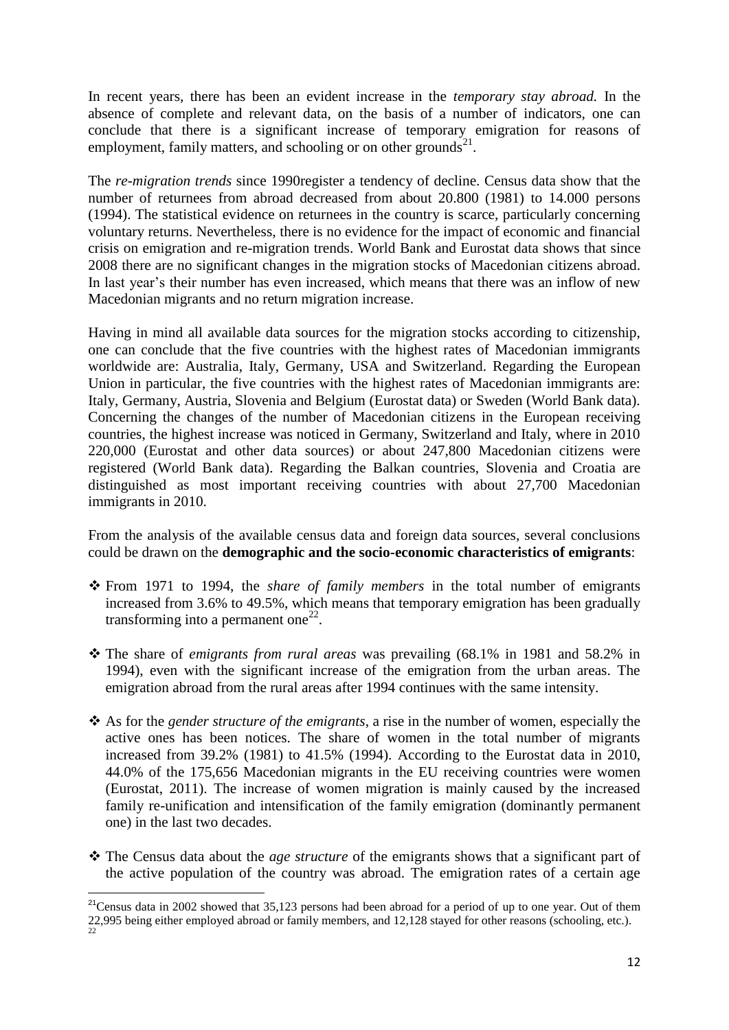In recent years, there has been an evident increase in the *temporary stay abroad.* In the absence of complete and relevant data, on the basis of a number of indicators, one can conclude that there is a significant increase of temporary emigration for reasons of employment, family matters, and schooling or on other grounds[21].

The *re-migration trends* since 1990register a tendency of decline. Census data show that the number of returnees from abroad decreased from about 20.800 (1981) to 14.000 persons (1994). The statistical evidence on returnees in the country is scarce, particularly concerning voluntary returns. Nevertheless, there is no evidence for the impact of economic and financial crisis on emigration and re-migration trends. World Bank and Eurostat data shows that since 2008 there are no significant changes in the migration stocks of Macedonian citizens abroad. In last year's their number has even increased, which means that there was an inflow of new Macedonian migrants and no return migration increase.

Having in mind all available data sources for the migration stocks according to citizenship, one can conclude that the five countries with the highest rates of Macedonian immigrants worldwide are: Australia, Italy, Germany, USA and Switzerland. Regarding the European Union in particular, the five countries with the highest rates of Macedonian immigrants are: Italy, Germany, Austria, Slovenia and Belgium (Eurostat data) or Sweden (World Bank data). Concerning the changes of the number of Macedonian citizens in the European receiving countries, the highest increase was noticed in Germany, Switzerland and Italy, where in 2010 220,000 (Eurostat and other data sources) or about 247,800 Macedonian citizens were registered (World Bank data). Regarding the Balkan countries, Slovenia and Croatia are distinguished as most important receiving countries with about 27,700 Macedonian immigrants in 2010.

From the analysis of the available census data and foreign data sources, several conclusions could be drawn on the **demographic and the socio-economic characteristics of emigrants**:

- From 1971 to 1994, the *share of family members* in the total number of emigrants increased from 3.6% to 49.5%, which means that temporary emigration has been gradually transforming into a permanent one[22].
- The share of *emigrants from rural areas* was prevailing (68.1% in 1981 and 58.2% in 1994), even with the significant increase of the emigration from the urban areas. The emigration abroad from the rural areas after 1994 continues with the same intensity.
- As for the *gender structure of the emigrants*, a rise in the number of women, especially the active ones has been notices. The share of women in the total number of migrants increased from 39.2% (1981) to 41.5% (1994). According to the Eurostat data in 2010, 44.0% of the 175,656 Macedonian migrants in the EU receiving countries were women (Eurostat, 2011). The increase of women migration is mainly caused by the increased family re-unification and intensification of the family emigration (dominantly permanent one) in the last two decades.
- The Census data about the *age structure* of the emigrants shows that a significant part of the active population of the country was abroad. The emigration rates of a certain age

[21] Census data in 2002 showed that 35,123 persons had been abroad for a period of up to one year. Out of them 22,995 being either employed abroad or family members, and 12,128 stayed for other reasons (schooling, etc.).

[22]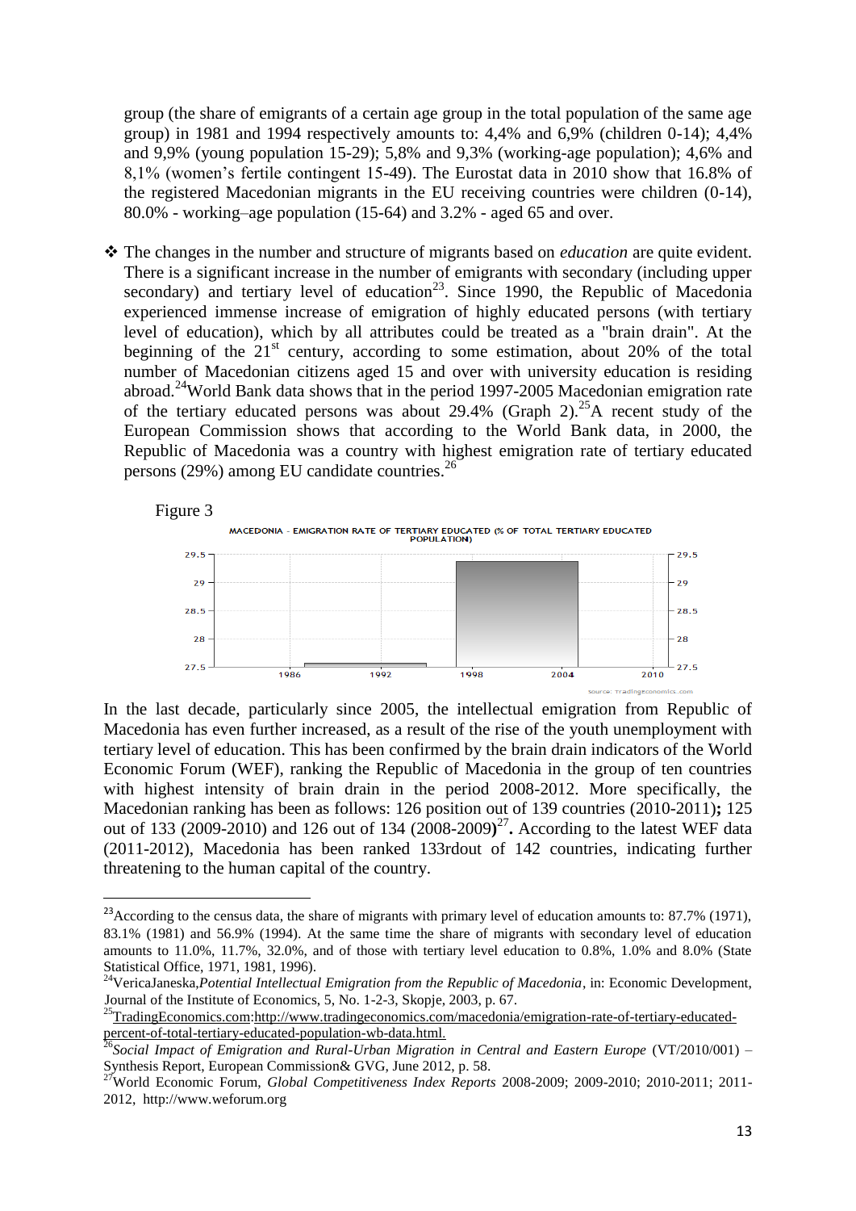group (the share of emigrants of a certain age group in the total population of the same age group) in 1981 and 1994 respectively amounts to: 4,4% and 6,9% (children 0-14); 4,4% and 9,9% (young population 15-29); 5,8% and 9,3% (working-age population); 4,6% and 8,1% (women's fertile contingent 15-49). The Eurostat data in 2010 show that 16.8% of the registered Macedonian migrants in the EU receiving countries were children (0-14), 80.0% - working–age population (15-64) and 3.2% - aged 65 and over.

- The changes in the number and structure of migrants based on *education* are quite evident. There is a significant increase in the number of emigrants with secondary (including upper secondary) and tertiary level of education[23]. Since 1990, the Republic of Macedonia experienced immense increase of emigration of highly educated persons (with tertiary level of education), which by all attributes could be treated as a "brain drain". At the beginning of the 21st century, according to some estimation, about 20% of the total number of Macedonian citizens aged 15 and over with university education is residing abroad.[24]World Bank data shows that in the period 1997-2005 Macedonian emigration rate of the tertiary educated persons was about 29.4% (Graph 2).[25]A recent study of the European Commission shows that according to the World Bank data, in 2000, the Republic of Macedonia was a country with highest emigration rate of tertiary educated persons (29%) among EU candidate countries.[26]

Figure 3

MACEDONIA - EMIGRATION RATE OF TERTIARY EDUCATED (% OF TOTAL TERTIARY EDUCATED POPULATION)

source: tradingeconomics.com

In the last decade, particularly since 2005, the intellectual emigration from Republic of Macedonia has even further increased, as a result of the rise of the youth unemployment with tertiary level of education. This has been confirmed by the brain drain indicators of the World Economic Forum (WEF), ranking the Republic of Macedonia in the group of ten countries with highest intensity of brain drain in the period 2008-2012. More specifically, the Macedonian ranking has been as follows: 126 position out of 139 countries (2010-2011)**;** 125 out of 133 (2009-2010) and 126 out of 134 (2008-2009**)**[27]**.** According to the latest WEF data (2011-2012), Macedonia has been ranked 133rdout of 142 countries, indicating further threatening to the human capital of the country.

---

[23]According to the census data, the share of migrants with primary level of education amounts to: 87.7% (1971), 83.1% (1981) and 56.9% (1994). At the same time the share of migrants with secondary level of education amounts to 11.0%, 11.7%, 32.0%, and of those with tertiary level education to 0.8%, 1.0% and 8.0% (State Statistical Office, 1971, 1981, 1996).

[24]VericaJaneska,*Potential Intellectual Emigration from the Republic of Macedonia*, in: Economic Development, Journal of the Institute of Economics, 5, No. 1-2-3, Skopje, 2003, p. 67.

[25]TradingEconomics.com:http://www.tradingeconomics.com/macedonia/emigration-rate-of-tertiary-educated-percent-of-total-tertiary-educated-population-wb-data.html.

[26]*Social Impact of Emigration and Rural-Urban Migration in Central and Eastern Europe* (VT/2010/001) – Synthesis Report, European Commission& GVG, June 2012, p. 58.

[27]World Economic Forum, *Global Competitiveness Index Reports* 2008-2009; 2009-2010; 2010-2011; 2011-2012, http://www.weforum.org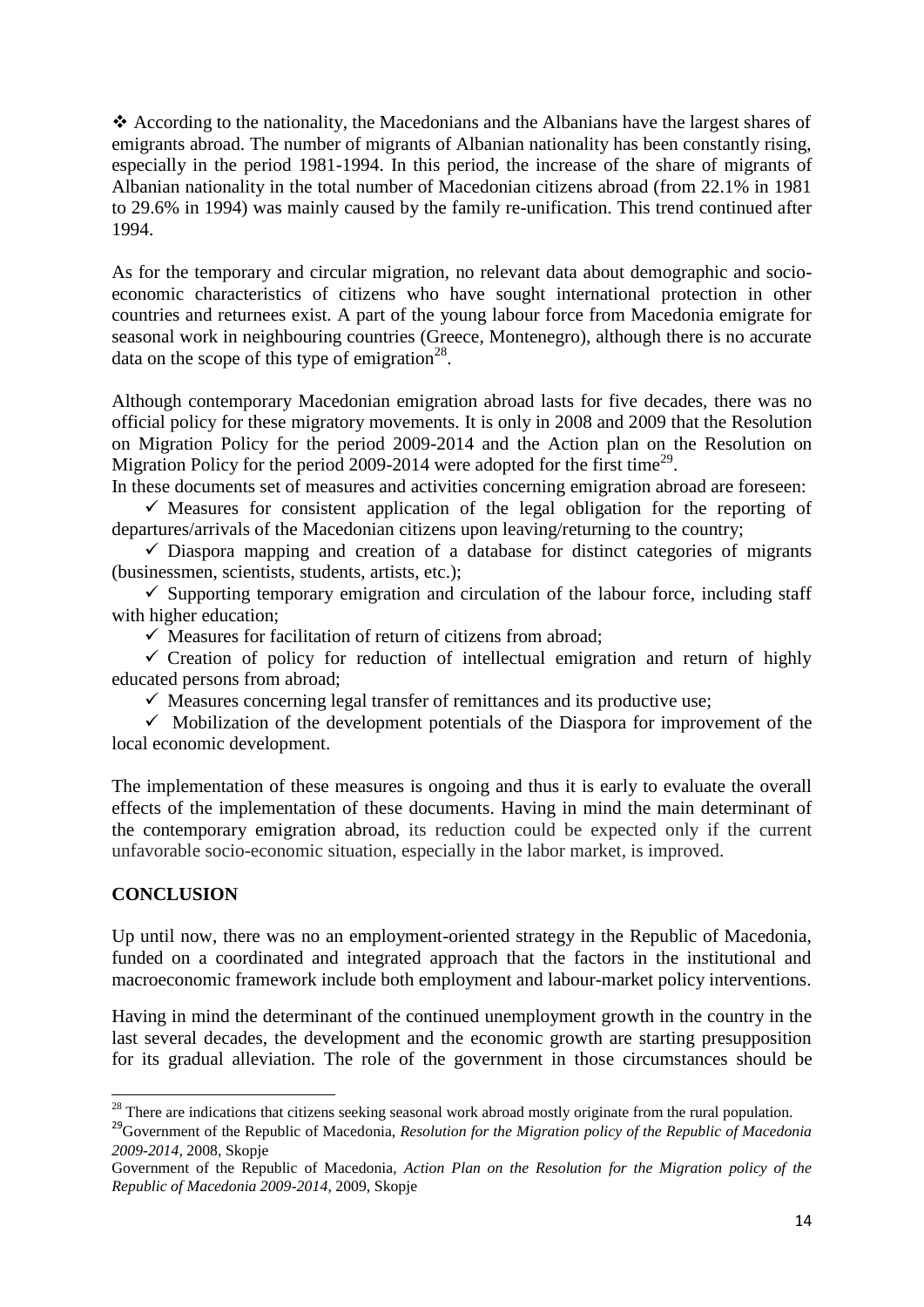❖ According to the nationality, the Macedonians and the Albanians have the largest shares of emigrants abroad. The number of migrants of Albanian nationality has been constantly rising, especially in the period 1981-1994. In this period, the increase of the share of migrants of Albanian nationality in the total number of Macedonian citizens abroad (from 22.1% in 1981 to 29.6% in 1994) was mainly caused by the family re-unification. This trend continued after 1994.

As for the temporary and circular migration, no relevant data about demographic and socio-economic characteristics of citizens who have sought international protection in other countries and returnees exist. A part of the young labour force from Macedonia emigrate for seasonal work in neighbouring countries (Greece, Montenegro), although there is no accurate data on the scope of this type of emigration[28].

Although contemporary Macedonian emigration abroad lasts for five decades, there was no official policy for these migratory movements. It is only in 2008 and 2009 that the Resolution on Migration Policy for the period 2009-2014 and the Action plan on the Resolution on Migration Policy for the period 2009-2014 were adopted for the first time[29].

In these documents set of measures and activities concerning emigration abroad are foreseen:

- ✓ Measures for consistent application of the legal obligation for the reporting of departures/arrivals of the Macedonian citizens upon leaving/returning to the country;
- ✓ Diaspora mapping and creation of a database for distinct categories of migrants (businessmen, scientists, students, artists, etc.);
- ✓ Supporting temporary emigration and circulation of the labour force, including staff with higher education;
- ✓ Measures for facilitation of return of citizens from abroad;
- ✓ Creation of policy for reduction of intellectual emigration and return of highly educated persons from abroad;
- ✓ Measures concerning legal transfer of remittances and its productive use;
- ✓ Mobilization of the development potentials of the Diaspora for improvement of the local economic development.

The implementation of these measures is ongoing and thus it is early to evaluate the overall effects of the implementation of these documents. Having in mind the main determinant of the contemporary emigration abroad, its reduction could be expected only if the current unfavorable socio-economic situation, especially in the labor market, is improved.

## CONCLUSION

Up until now, there was no an employment-oriented strategy in the Republic of Macedonia, funded on a coordinated and integrated approach that the factors in the institutional and macroeconomic framework include both employment and labour-market policy interventions.

Having in mind the determinant of the continued unemployment growth in the country in the last several decades, the development and the economic growth are starting presupposition for its gradual alleviation. The role of the government in those circumstances should be

---

[28] There are indications that citizens seeking seasonal work abroad mostly originate from the rural population.

[29] Government of the Republic of Macedonia, *Resolution for the Migration policy of the Republic of Macedonia 2009-2014*, 2008, Skopje

Government of the Republic of Macedonia, *Action Plan on the Resolution for the Migration policy of the Republic of Macedonia 2009-2014*, 2009, Skopje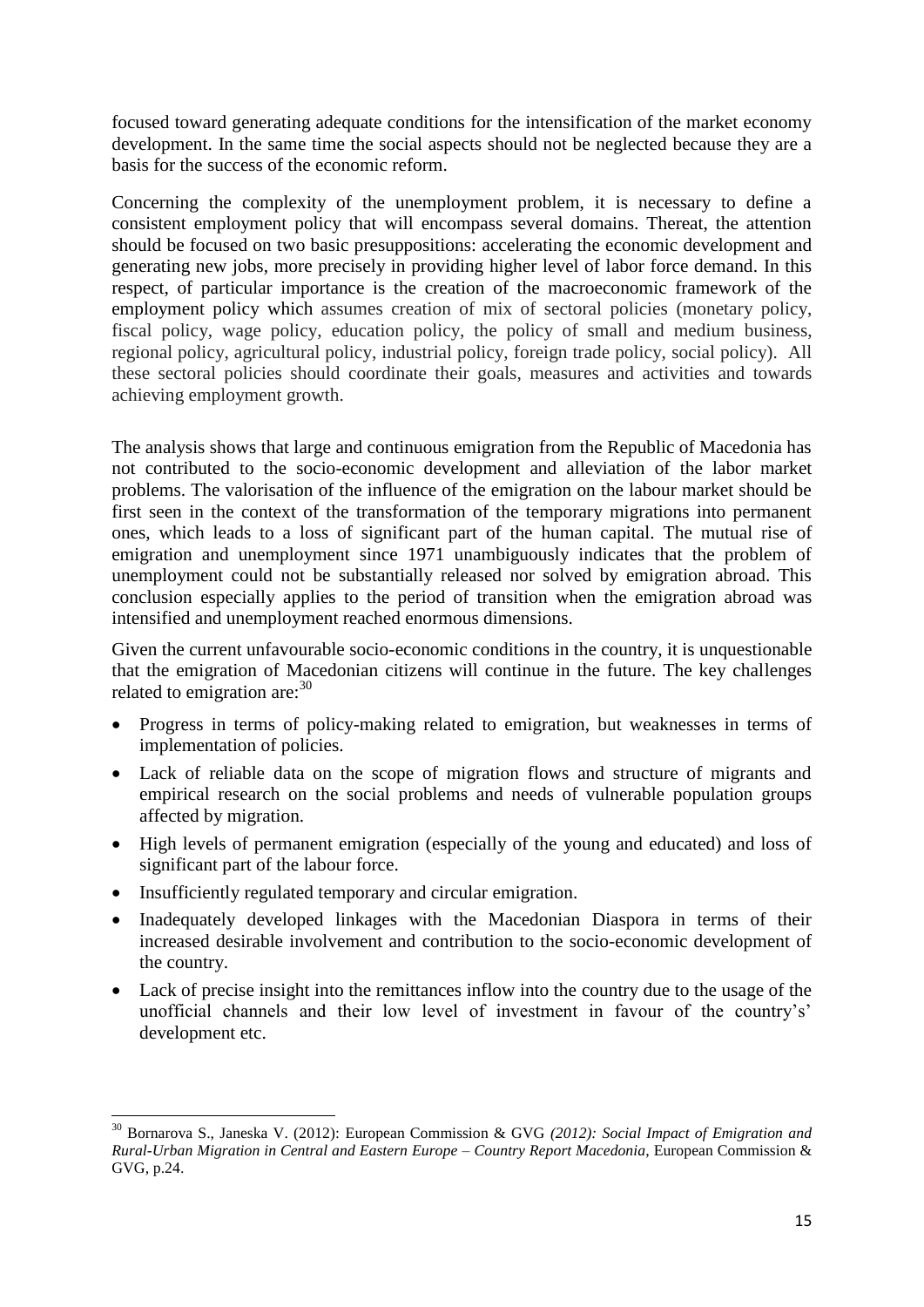focused toward generating adequate conditions for the intensification of the market economy development. In the same time the social aspects should not be neglected because they are a basis for the success of the economic reform.

Concerning the complexity of the unemployment problem, it is necessary to define a consistent employment policy that will encompass several domains. Thereat, the attention should be focused on two basic presuppositions: accelerating the economic development and generating new jobs, more precisely in providing higher level of labor force demand. In this respect, of particular importance is the creation of the macroeconomic framework of the employment policy which assumes creation of mix of sectoral policies (monetary policy, fiscal policy, wage policy, education policy, the policy of small and medium business, regional policy, agricultural policy, industrial policy, foreign trade policy, social policy). All these sectoral policies should coordinate their goals, measures and activities and towards achieving employment growth.

The analysis shows that large and continuous emigration from the Republic of Macedonia has not contributed to the socio-economic development and alleviation of the labor market problems. The valorisation of the influence of the emigration on the labour market should be first seen in the context of the transformation of the temporary migrations into permanent ones, which leads to a loss of significant part of the human capital. The mutual rise of emigration and unemployment since 1971 unambiguously indicates that the problem of unemployment could not be substantially released nor solved by emigration abroad. This conclusion especially applies to the period of transition when the emigration abroad was intensified and unemployment reached enormous dimensions.

Given the current unfavourable socio-economic conditions in the country, it is unquestionable that the emigration of Macedonian citizens will continue in the future. The key challenges related to emigration are:[30]

- Progress in terms of policy-making related to emigration, but weaknesses in terms of implementation of policies.
- Lack of reliable data on the scope of migration flows and structure of migrants and empirical research on the social problems and needs of vulnerable population groups affected by migration.
- High levels of permanent emigration (especially of the young and educated) and loss of significant part of the labour force.
- Insufficiently regulated temporary and circular emigration.
- Inadequately developed linkages with the Macedonian Diaspora in terms of their increased desirable involvement and contribution to the socio-economic development of the country.
- Lack of precise insight into the remittances inflow into the country due to the usage of the unofficial channels and their low level of investment in favour of the country's' development etc.

[30] Bornarova S., Janeska V. (2012): European Commission & GVG *(2012): Social Impact of Emigration and Rural-Urban Migration in Central and Eastern Europe – Country Report Macedonia*, European Commission & GVG, p.24.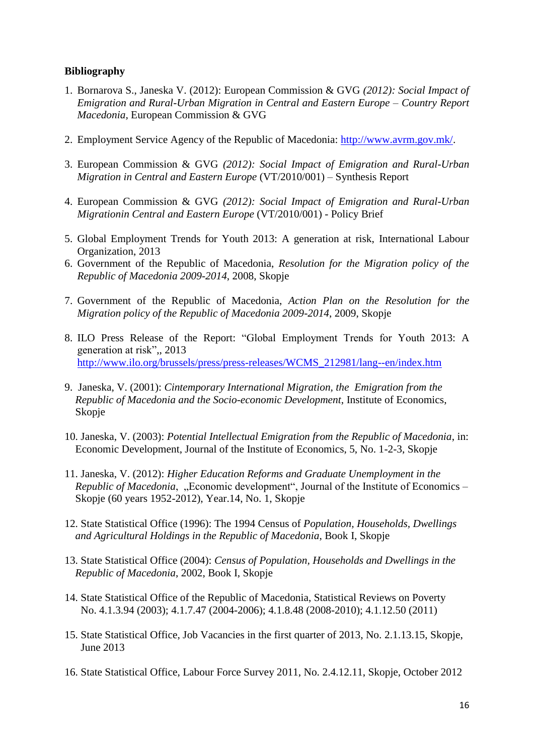**Bibliography**

1. Bornarova S., Janeska V. (2012): European Commission & GVG *(2012): Social Impact of Emigration and Rural-Urban Migration in Central and Eastern Europe – Country Report Macedonia*, European Commission & GVG

2. Employment Service Agency of the Republic of Macedonia: http://www.avrm.gov.mk/.

3. European Commission & GVG *(2012): Social Impact of Emigration and Rural-Urban Migration in Central and Eastern Europe* (VT/2010/001) – Synthesis Report

4. European Commission & GVG *(2012): Social Impact of Emigration and Rural-Urban Migrationin Central and Eastern Europe* (VT/2010/001) - Policy Brief

5. Global Employment Trends for Youth 2013: A generation at risk, International Labour Organization, 2013

6. Government of the Republic of Macedonia, *Resolution for the Migration policy of the Republic of Macedonia 2009-2014*, 2008, Skopje

7. Government of the Republic of Macedonia, *Action Plan on the Resolution for the Migration policy of the Republic of Macedonia 2009-2014*, 2009, Skopje

8. ILO Press Release of the Report: "Global Employment Trends for Youth 2013: A generation at risk",, 2013 http://www.ilo.org/brussels/press/press-releases/WCMS_212981/lang--en/index.htm

9. Janeska, V. (2001): *Cintemporary International Migration, the Emigration from the Republic of Macedonia and the Socio-economic Development*, Institute of Economics, Skopje

10. Janeska, V. (2003): *Potential Intellectual Emigration from the Republic of Macedonia*, in: Economic Development, Journal of the Institute of Economics, 5, No. 1-2-3, Skopje

11. Janeska, V. (2012): *Higher Education Reforms and Graduate Unemployment in the Republic of Macedonia*, „Economic development", Journal of the Institute of Economics – Skopje (60 years 1952-2012), Year.14, No. 1, Skopje

12. State Statistical Office (1996): The 1994 Census of *Population, Households, Dwellings and Agricultural Holdings in the Republic of Macedonia*, Book I, Skopje

13. State Statistical Office (2004): *Census of Population, Households and Dwellings in the Republic of Macedonia*, 2002, Book I, Skopje

14. State Statistical Office of the Republic of Macedonia, Statistical Reviews on Poverty No. 4.1.3.94 (2003); 4.1.7.47 (2004-2006); 4.1.8.48 (2008-2010); 4.1.12.50 (2011)

15. State Statistical Office, Job Vacancies in the first quarter of 2013, No. 2.1.13.15, Skopje, June 2013

16. State Statistical Office, Labour Force Survey 2011, No. 2.4.12.11, Skopje, October 2012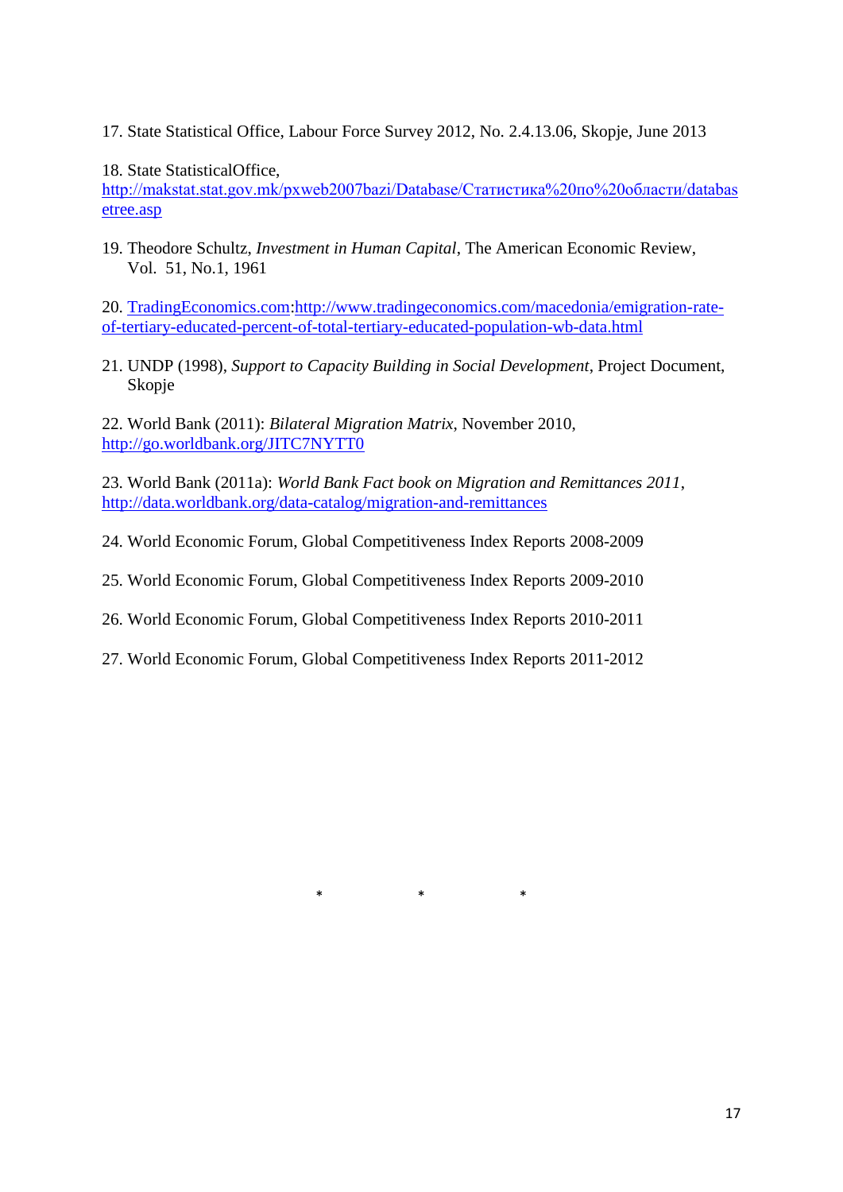17. State Statistical Office, Labour Force Survey 2012, No. 2.4.13.06, Skopje, June 2013

18. State StatisticalOffice, http://makstat.stat.gov.mk/pxweb2007bazi/Database/Статистика%20по%20области/databasetree.asp

19. Theodore Schultz, *Investment in Human Capital*, The American Economic Review, Vol. 51, No.1, 1961

20. TradingEconomics.com:http://www.tradingeconomics.com/macedonia/emigration-rate-of-tertiary-educated-percent-of-total-tertiary-educated-population-wb-data.html

21. UNDP (1998), *Support to Capacity Building in Social Development*, Project Document, Skopje

22. World Bank (2011): *Bilateral Migration Matrix*, November 2010, http://go.worldbank.org/JITC7NYTT0

23. World Bank (2011a): *World Bank Fact book on Migration and Remittances 2011*, http://data.worldbank.org/data-catalog/migration-and-remittances

24. World Economic Forum, Global Competitiveness Index Reports 2008-2009

25. World Economic Forum, Global Competitiveness Index Reports 2009-2010

26. World Economic Forum, Global Competitiveness Index Reports 2010-2011

27. World Economic Forum, Global Competitiveness Index Reports 2011-2012

\* \* \*